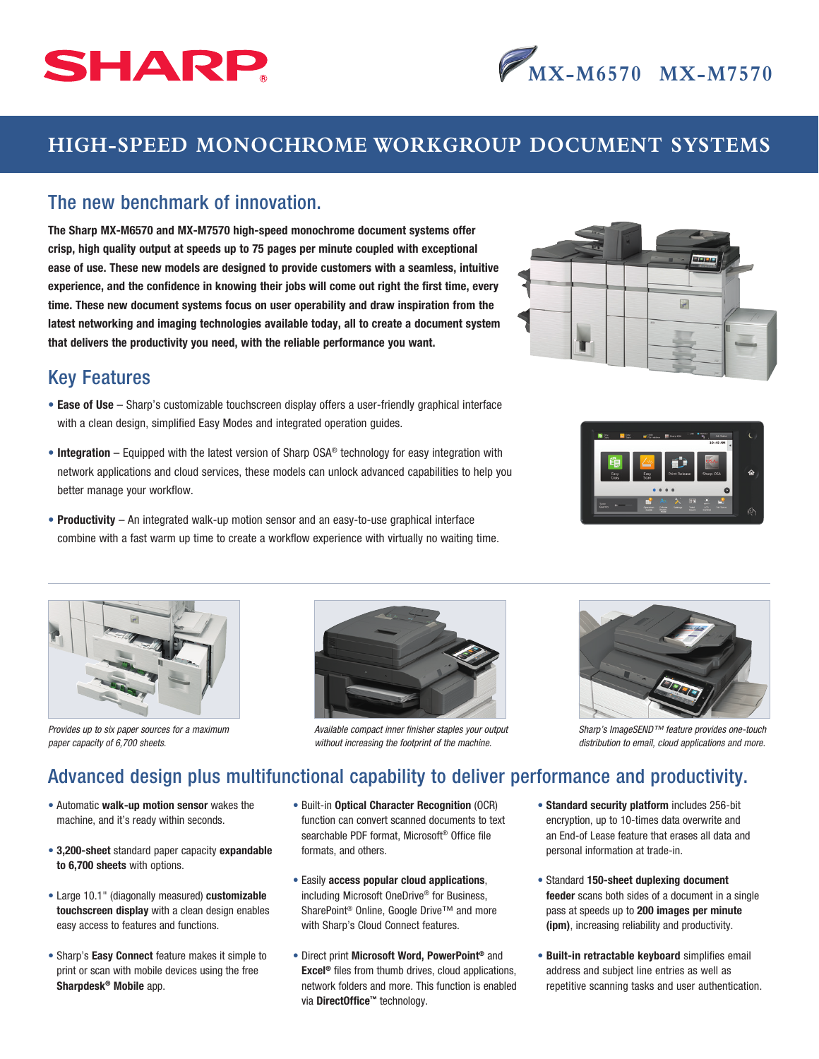SHARP

MX-M6570 MX-M7570

# HIGH-SPEED MONOCHROME WORKGROUP DOCUMENT SYSTEMS

## The new benchmark of innovation.

**The Sharp MX-M6570 and MX-M7570 high-speed monochrome document systems offer crisp, high quality output at speeds up to 75 pages per minute coupled with exceptional ease of use. These new models are designed to provide customers with a seamless, intuitive experience, and the confidence in knowing their jobs will come out right the first time, every time. These new document systems focus on user operability and draw inspiration from the latest networking and imaging technologies available today, all to create a document system that delivers the productivity you need, with the reliable performance you want.**

## Key Features

- **Ease of Use** – Sharp's customizable touchscreen display offers a user-friendly graphical interface with a clean design, simplified Easy Modes and integrated operation guides.
- **Integration** – Equipped with the latest version of Sharp OSA® technology for easy integration with network applications and cloud services, these models can unlock advanced capabilities to help you better manage your workflow.
- **Productivity** – An integrated walk-up motion sensor and an easy-to-use graphical interface combine with a fast warm up time to create a workflow experience with virtually no waiting time.

*Provides up to six paper sources for a maximum paper capacity of 6,700 sheets.*

*Available compact inner finisher staples your output without increasing the footprint of the machine.*

*Sharp's ImageSEND™ feature provides one-touch distribution to email, cloud applications and more.*

## Advanced design plus multifunctional capability to deliver performance and productivity.

- Automatic **walk-up motion sensor** wakes the machine, and it's ready within seconds.
- **3,200-sheet** standard paper capacity **expandable to 6,700 sheets** with options.
- Large 10.1" (diagonally measured) **customizable touchscreen display** with a clean design enables easy access to features and functions.
- Sharp's **Easy Connect** feature makes it simple to print or scan with mobile devices using the free **Sharpdesk® Mobile** app.
- Built-in **Optical Character Recognition** (OCR) function can convert scanned documents to text searchable PDF format, Microsoft® Office file formats, and others.
- Easily **access popular cloud applications**, including Microsoft OneDrive® for Business, SharePoint® Online, Google Drive™ and more with Sharp's Cloud Connect features.
- Direct print **Microsoft Word, PowerPoint®** and **Excel®** files from thumb drives, cloud applications, network folders and more. This function is enabled via **DirectOffice™** technology.
- **Standard security platform** includes 256-bit encryption, up to 10-times data overwrite and an End-of Lease feature that erases all data and personal information at trade-in.
- Standard **150-sheet duplexing document feeder** scans both sides of a document in a single pass at speeds up to **200 images per minute (ipm)**, increasing reliability and productivity.
- **Built-in retractable keyboard** simplifies email address and subject line entries as well as repetitive scanning tasks and user authentication.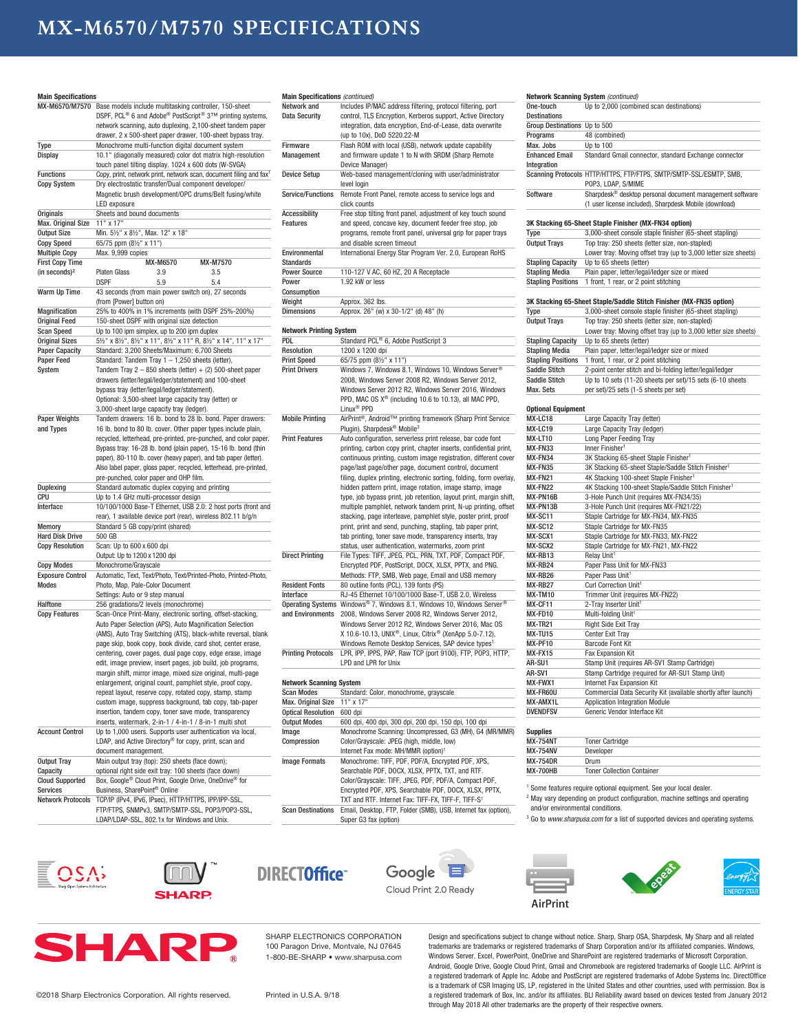# MX-M6570/M7570 SPECIFICATIONS

### Main Specifications

| | |
|---|---|
| MX-M6570/M7570 | Base models include multitasking controller, 150-sheet DSPF, PCL® 6 and Adobe® PostScript® 3™ printing systems, network scanning, auto duplexing, 2,100-sheet tandem paper drawer, 2 x 500-sheet paper drawer, 100-sheet bypass tray. |
| Type | Monochrome multi-function digital document system |
| Display | 10.1" (diagonally measured) color dot matrix high-resolution touch panel tilting display. 1024 x 600 dots (W-SVGA) |
| Functions | Copy, print, network print, network scan, document filing and fax[1] |
| Copy System | Dry electrostatic transfer/Dual component developer/ Magnetic brush development/OPC drums/Belt fusing/white LED exposure |
| Originals | Sheets and bound documents |
| Max. Original Size | 11" x 17" |
| Output Size | Min. 5½" x 8½", Max. 12" x 18" |
| Copy Speed | 65/75 ppm (8½" x 11") |
| Multiple Copy | Max. 9,999 copies |
| First Copy Time (in seconds)[2] | MX-M6570 / MX-M7570<br>Platen Glass: 3.9 / 3.5<br>DSPF: 5.9 / 5.4 |
| Warm Up Time | 43 seconds (from main power switch on), 27 seconds (from [Power] button on) |
| Magnification | 25% to 400% in 1% increments (with DSPF 25%-200%) |
| Original Feed | 150-sheet DSPF with original size detection |
| Scan Speed | Up to 100 ipm simplex, up to 200 ipm duplex |
| Original Sizes | 5½" x 8½", 8½" x 11", 8½" x 11" R, 8½" x 14", 11" x 17" |
| Paper Capacity | Standard: 3,200 Sheets/Maximum: 6,700 Sheets |
| Paper Feed System | Standard: Tandem Tray 1 – 1,250 sheets (letter), Tandem Tray 2 – 850 sheets (letter) + (2) 500-sheet paper drawers (letter/legal/ledger/statement) and 100-sheet bypass tray (letter/legal/ledger/statement). Optional: 3,500-sheet large capacity tray (letter) or 3,000-sheet large capacity tray (ledger). |
| Paper Weights and Types | Tandem drawers: 16 lb. bond to 28 lb. bond. Paper drawers: 16 lb. bond to 80 lb. cover. Other paper types include plain, recycled, letterhead, pre-printed, pre-punched, and color paper. Bypass tray: 16-28 lb. bond (plain paper), 15-16 lb. bond (thin paper), 80-110 lb. cover (heavy paper), and tab paper (letter). Also label paper, gloss paper, recycled, letterhead, pre-printed, pre-punched, color paper and OHP film. |
| Duplexing | Standard automatic duplex copying and printing |
| CPU | Up to 1.4 GHz multi-processor design |
| Interface | 10/100/1000 Base-T Ethernet, USB 2.0: 2 host ports (front and rear), 1 available device port (rear), wireless 802.11 b/g/n |
| Memory | Standard 5 GB copy/print (shared) |
| Hard Disk Drive | 500 GB |
| Copy Resolution | Scan: Up to 600 x 600 dpi<br>Output: Up to 1200 x 1200 dpi |
| Copy Modes | Monochrome/Grayscale |
| Exposure Control Modes | Automatic, Text, Text/Photo, Text/Printed-Photo, Printed-Photo, Photo, Map, Pale-Color Document<br>Settings: Auto or 9 step manual |
| Halftone | 256 gradations/2 levels (monochrome) |
| Copy Features | Scan-Once Print-Many, electronic sorting, offset-stacking, Auto Paper Selection (APS), Auto Magnification Selection (AMS), Auto Tray Switching (ATS), black-white reversal, blank page skip, book copy, book divide, card shot, center erase, centering, cover pages, dual page copy, edge erase, image edit, image preview, insert pages, job build, job programs, margin shift, mirror image, mixed size original, multi-page enlargement, original count, pamphlet style, proof copy, repeat layout, reserve copy, rotated copy, stamp, stamp custom image, suppress background, tab copy, tab-paper insertion, tandem copy, toner save mode, transparency inserts, watermark, 2-in-1 / 4-in-1 / 8-in-1 multi shot |
| Account Control | Up to 1,000 users. Supports user authentication via local, LDAP, and Active Directory® for copy, print, scan and document management. |
| Output Tray Capacity | Main output tray (top): 250 sheets (face down); optional right side exit tray: 100 sheets (face down) |
| Cloud Supported Services | Box, Google® Cloud Print, Google Drive, OneDrive® for Business, SharePoint® Online |
| Network Protocols | TCP/IP (IPv4, IPv6, IPsec), HTTP/HTTPS, IPP/IPP-SSL, FTP/FTPS, SNMPv3, SMTP/SMTP-SSL, POP3/POP3-SSL, LDAP/LDAP-SSL, 802.1x for Windows and Unix. |
| Network and Data Security | Includes IP/MAC address filtering, protocol filtering, port control, TLS Encryption, Kerberos support, Active Directory integration, data encryption, End-of-Lease, data overwrite (up to 10x), DoD 5220.22-M |
| Firmware Management | Flash ROM with local (USB), network update capability and firmware update 1 to N with SRDM (Sharp Remote Device Manager) |
| Device Setup | Web-based management/cloning with user/administrator level login |
| Service/Functions | Remote Front Panel, remote access to service logs and click counts |
| Accessibility Features | Free stop tilting front panel, adjustment of key touch sound and speed, concave key, document feeder free stop, job programs, remote front panel, universal grip for paper trays and disable screen timeout |
| Environmental Standards | International Energy Star Program Ver. 2.0, European RoHS |
| Power Source | 110-127 V AC, 60 HZ, 20 A Receptacle |
| Power Consumption | 1.92 kW or less |
| Weight | Approx. 362 lbs. |
| Dimensions | Approx. 26" (w) x 30-1/2" (d) 48" (h) |

### Network Printing System

| | |
|---|---|
| PDL | Standard PCL® 6, Adobe PostScript 3 |
| Resolution | 1200 x 1200 dpi |
| Print Speed | 65/75 ppm (8½" x 11") |
| Print Drivers | Windows 7, Windows 8.1, Windows 10, Windows Server® 2008, Windows Server 2008 R2, Windows Server 2012, Windows Server 2012 R2, Windows Server 2016, Windows PPD, MAC OS X® (including 10.6 to 10.13), all MAC PPD, Linux® PPD |
| Mobile Printing | AirPrint®, Android™ printing framework (Sharp Print Service Plugin), Sharpdesk® Mobile[3] |
| Print Features | Auto configuration, serverless print release, bar code font printing, carbon copy print, chapter inserts, confidential print, continuous printing, custom image registration, different cover page/last page/other page, document control, document filing, duplex printing, electronic sorting, folding, form overlay, hidden pattern print, image rotation, image stamp, image type, job bypass print, job retention, layout print, margin shift, multiple pamphlet, network tandem print, N-up printing, offset stacking, page interleave, pamphlet style, poster print, proof print, print and send, punching, stapling, tab page print, tab printing, toner save mode, transparency inserts, tray status, user authentication, watermarks, zoom print |
| Direct Printing | File Types: TIFF, JPEG, PCL, PRN, TXT, PDF, Compact PDF, Encrypted PDF, PostScript, DOCX, XLSX, PPTX, and PNG. Methods: FTP, SMB, Web page, Email and USB memory |
| Resident Fonts | 80 outline fonts (PCL), 139 fonts (PS) |
| Interface | RJ-45 Ethernet 10/100/1000 Base-T, USB 2.0, Wireless |
| Operating Systems and Environments | Windows® 7, Windows 8.1, Windows 10, Windows Server® 2008, Windows Server 2008 R2, Windows Server 2012, Windows Server 2012 R2, Windows Server 2016, Mac OS X 10.6-10.13, UNIX®, Linux, Citrix® (XenApp 5.0-7.12), Windows Remote Desktop Services, SAP device types[1] |
| Printing Protocols | LPR, IPP, IPPS, PAP, Raw TCP (port 9100), FTP, POP3, HTTP, LPD and LPR for Unix |

### Network Scanning System

| | |
|---|---|
| Scan Modes | Standard: Color, monochrome, grayscale |
| Max. Original Size | 11" x 17" |
| Optical Resolution | 600 dpi |
| Output Modes | 600 dpi, 400 dpi, 300 dpi, 200 dpi, 150 dpi, 100 dpi |
| Image Compression | Monochrome Scanning: Uncompressed, G3 (MH), G4 (MR/MMR)<br>Color/Grayscale: JPEG (high, middle, low)<br>Internet Fax mode: MH/MMR (option)[1] |
| Image Formats | Monochrome: TIFF, PDF, PDF/A, Encrypted PDF, XPS, Searchable PDF, DOCX, XLSX, PPTX, TXT, and RTF.<br>Color/Grayscale: TIFF, JPEG, PDF, PDF/A, Compact PDF, Encrypted PDF, XPS, Searchable PDF, DOCX, XLSX, PPTX, TXT and RTF. Internet Fax: TIFF-FX, TIFF-F, TIFF-S[1] |
| Scan Destinations | Email, Desktop, FTP, Folder (SMB), USB, Internet fax (option), Super G3 fax (option) |
| One-touch Destinations | Up to 2,000 (combined scan destinations) |
| Group Destinations | Up to 500 |
| Programs | 48 (combined) |
| Max. Jobs | Up to 100 |
| Enhanced Email Integration | Standard Gmail connector, standard Exchange connector |
| Scanning Protocols | HTTP/HTTPS, FTP/FTPS, SMTP/SMTP-SSL/ESMTP, SMB, POP3, LDAP, S/MIME |
| Software | Sharpdesk® desktop personal document management software (1 user license included), Sharpdesk Mobile (download) |

### 3K Stacking 65-Sheet Staple Finisher (MX-FN34 option)

| | |
|---|---|
| Type | 3,000-sheet console staple finisher (65-sheet stapling) |
| Output Trays | Top tray: 250 sheets (letter size, non-stapled)<br>Lower tray: Moving offset tray (up to 3,000 letter size sheets) |
| Stapling Capacity | Up to 65 sheets (letter) |
| Stapling Media | Plain paper, letter/legal/ledger size or mixed |
| Stapling Positions | 1 front, 1 rear, or 2 point stitching |

### 3K Stacking 65-Sheet Staple/Saddle Stitch Finisher (MX-FN35 option)

| | |
|---|---|
| Type | 3,000-sheet console staple finisher (65-sheet stapling) |
| Output Trays | Top tray: 250 sheets (letter size, non-stapled)<br>Lower tray: Moving offset tray (up to 3,000 letter size sheets) |
| Stapling Capacity | Up to 65 sheets (letter) |
| Stapling Media | Plain paper, letter/legal/ledger size or mixed |
| Stapling Positions | 1 front, 1 rear, or 2 point stitching |
| Saddle Stitch | 2-point center stitch and bi-folding letter/legal/ledger |
| Saddle Stitch Max. Sets | Up to 10 sets (11-20 sheets per set)/15 sets (6-10 sheets per set)/25 sets (1-5 sheets per set) |

### Optional Equipment

| | |
|---|---|
| MX-LC18 | Large Capacity Tray (letter) |
| MX-LC19 | Large Capacity Tray (ledger) |
| MX-LT10 | Long Paper Feeding Tray |
| MX-FN33 | Inner Finisher[1] |
| MX-FN34 | 3K Stacking 65-sheet Staple Finisher[1] |
| MX-FN35 | 3K Stacking 65-sheet Staple/Saddle Stitch Finisher[1] |
| MX-FN21 | 4K Stacking 100-sheet Staple Finisher[1] |
| MX-FN22 | 4K Stacking 100-sheet Staple/Saddle Stitch Finisher[1] |
| MX-PN16B | 3-Hole Punch Unit (requires MX-FN34/35) |
| MX-PN13B | 3-Hole Punch Unit (requires MX-FN21/22) |
| MX-SC11 | Staple Cartridge for MX-FN34, MX-FN35 |
| MX-SC12 | Staple Cartridge for MX-FN35 |
| MX-SCX1 | Staple Cartridge for MX-FN33, MX-FN22 |
| MX-SCX2 | Staple Cartridge for MX-FN21, MX-FN22 |
| MX-RB13 | Relay Unit[1] |
| MX-RB24 | Paper Pass Unit for MX-FN33 |
| MX-RB26 | Paper Pass Unit[1] |
| MX-RB27 | Curl Correction Unit[1] |
| MX-TM10 | Trimmer Unit (requires MX-FN22) |
| MX-CF11 | 2-Tray Inserter Unit[1] |
| MX-FD10 | Multi-folding Unit[1] |
| MX-TR21 | Right Side Exit Tray |
| MX-TU15 | Center Exit Tray |
| MX-PF10 | Barcode Font Kit |
| MX-FX15 | Fax Expansion Kit |
| AR-SU1 | Stamp Unit (requires AR-SV1 Stamp Cartridge) |
| AR-SV1 | Stamp Cartridge (required for AR-SU1 Stamp Unit) |
| MX-FWX1 | Internet Fax Expansion Kit |
| MX-FR60U | Commercial Data Security Kit (available shortly after launch) |
| MX-AMX1L | Application Integration Module |
| DVENDFSV | Generic Vendor Interface Kit |

### Supplies

| | |
|---|---|
| MX-754NT | Toner Cartridge |
| MX-754NV | Developer |
| MX-754DR | Drum |
| MX-700HB | Toner Collection Container |

[1] Some features require optional equipment. See your local dealer.
[2] May vary depending on product configuration, machine settings and operating and/or environmental conditions.
[3] Go to *www.sharpusa.com* for a list of supported devices and operating systems.

SHARP ELECTRONICS CORPORATION
100 Paragon Drive, Montvale, NJ 07645
1-800-BE-SHARP • www.sharpusa.com

Printed in U.S.A. 9/18

Design and specifications subject to change without notice. Sharp, Sharp OSA, Sharpdesk, My Sharp and all related trademarks are trademarks or registered trademarks of Sharp Corporation and/or its affiliated companies. Windows, Windows Server, Excel, PowerPoint, OneDrive and SharePoint are registered trademarks of Microsoft Corporation. Android, Google Drive, Google Cloud Print, Gmail and Chromebook are registered trademarks of Google LLC. AirPrint is a registered trademark of Apple Inc. Adobe and PostScript are registered trademarks of Adobe Systems Inc. DirectOffice is a trademark of CSR Imaging US, LP, registered in the United States and other countries, used with permission. Box is a registered trademark of Box, Inc. and/or its affiliates. BLI Reliability award based on devices tested from January 2012 through May 2018 All other trademarks are the property of their respective owners.

©2018 Sharp Electronics Corporation. All rights reserved.